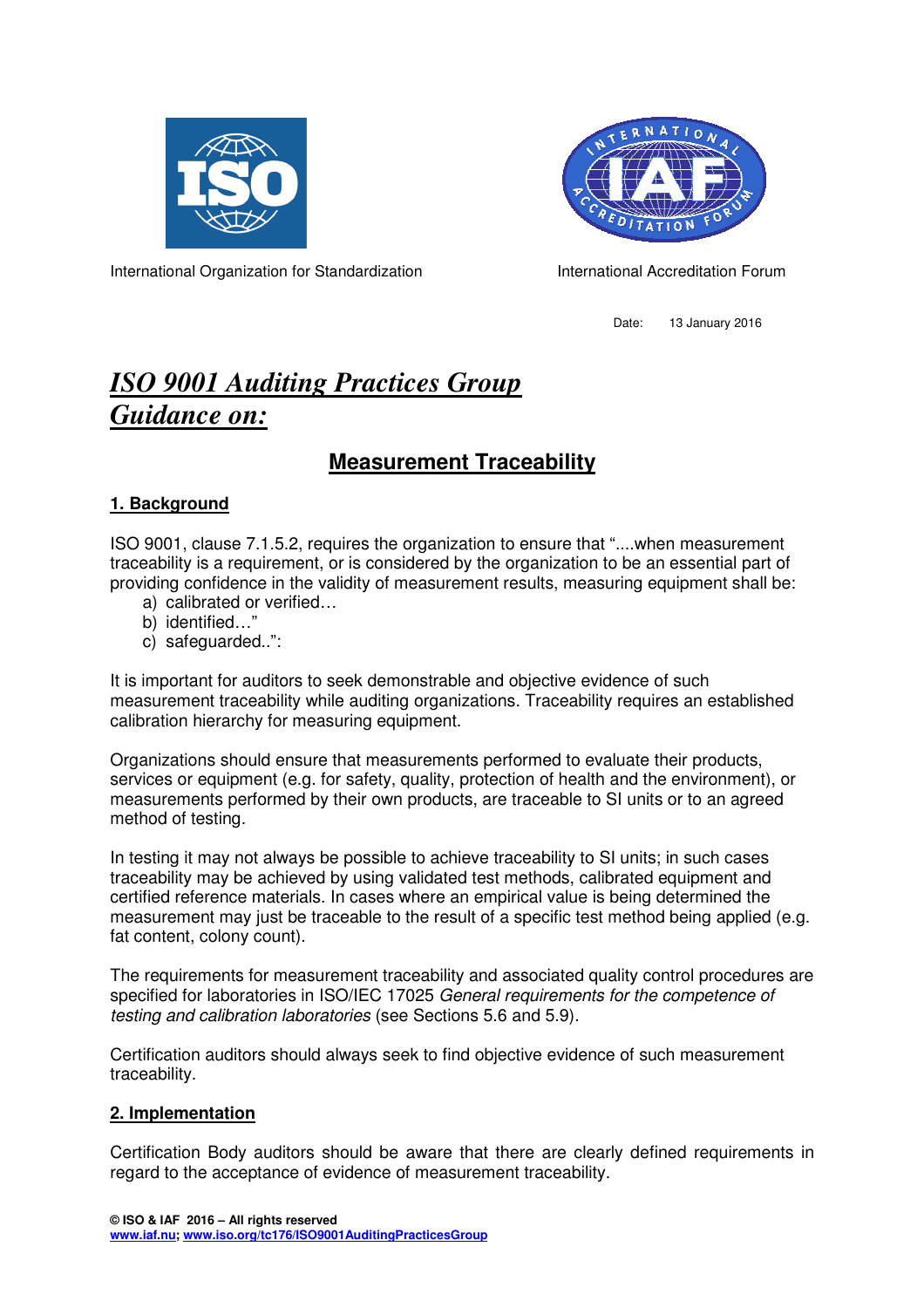International Organization for Standardization

International Accreditation Forum

Date: 13 January 2016

# *ISO 9001 Auditing Practices Group Guidance on:*

## Measurement Traceability

### 1. Background

ISO 9001, clause 7.1.5.2, requires the organization to ensure that "....when measurement traceability is a requirement, or is considered by the organization to be an essential part of providing confidence in the validity of measurement results, measuring equipment shall be:

a) calibrated or verified…
b) identified…"
c) safeguarded..":

It is important for auditors to seek demonstrable and objective evidence of such measurement traceability while auditing organizations. Traceability requires an established calibration hierarchy for measuring equipment.

Organizations should ensure that measurements performed to evaluate their products, services or equipment (e.g. for safety, quality, protection of health and the environment), or measurements performed by their own products, are traceable to SI units or to an agreed method of testing.

In testing it may not always be possible to achieve traceability to SI units; in such cases traceability may be achieved by using validated test methods, calibrated equipment and certified reference materials. In cases where an empirical value is being determined the measurement may just be traceable to the result of a specific test method being applied (e.g. fat content, colony count).

The requirements for measurement traceability and associated quality control procedures are specified for laboratories in ISO/IEC 17025 *General requirements for the competence of testing and calibration laboratories* (see Sections 5.6 and 5.9).

Certification auditors should always seek to find objective evidence of such measurement traceability.

### 2. Implementation

Certification Body auditors should be aware that there are clearly defined requirements in regard to the acceptance of evidence of measurement traceability.

**© ISO & IAF 2016 – All rights reserved**
www.iaf.nu; www.iso.org/tc176/ISO9001AuditingPracticesGroup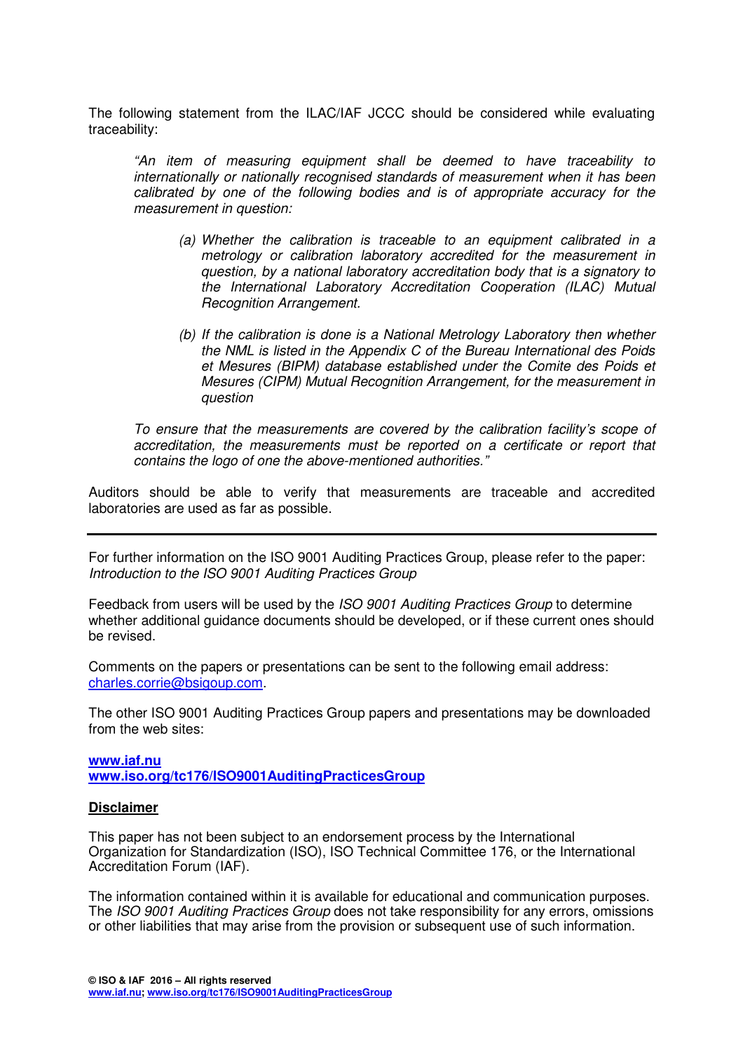The following statement from the ILAC/IAF JCCC should be considered while evaluating traceability:

> *"An item of measuring equipment shall be deemed to have traceability to internationally or nationally recognised standards of measurement when it has been calibrated by one of the following bodies and is of appropriate accuracy for the measurement in question:*
>
> > *(a) Whether the calibration is traceable to an equipment calibrated in a metrology or calibration laboratory accredited for the measurement in question, by a national laboratory accreditation body that is a signatory to the International Laboratory Accreditation Cooperation (ILAC) Mutual Recognition Arrangement.*
> >
> > *(b) If the calibration is done is a National Metrology Laboratory then whether the NML is listed in the Appendix C of the Bureau International des Poids et Mesures (BIPM) database established under the Comite des Poids et Mesures (CIPM) Mutual Recognition Arrangement, for the measurement in question*
>
> *To ensure that the measurements are covered by the calibration facility's scope of accreditation, the measurements must be reported on a certificate or report that contains the logo of one the above-mentioned authorities."*

Auditors should be able to verify that measurements are traceable and accredited laboratories are used as far as possible.

---

For further information on the ISO 9001 Auditing Practices Group, please refer to the paper: *Introduction to the ISO 9001 Auditing Practices Group*

Feedback from users will be used by the *ISO 9001 Auditing Practices Group* to determine whether additional guidance documents should be developed, or if these current ones should be revised.

Comments on the papers or presentations can be sent to the following email address: charles.corrie@bsigoup.com.

The other ISO 9001 Auditing Practices Group papers and presentations may be downloaded from the web sites:

**www.iaf.nu**
**www.iso.org/tc176/ISO9001AuditingPracticesGroup**

**Disclaimer**

This paper has not been subject to an endorsement process by the International Organization for Standardization (ISO), ISO Technical Committee 176, or the International Accreditation Forum (IAF).

The information contained within it is available for educational and communication purposes. The *ISO 9001 Auditing Practices Group* does not take responsibility for any errors, omissions or other liabilities that may arise from the provision or subsequent use of such information.

**© ISO & IAF 2016 – All rights reserved**
**www.iaf.nu; www.iso.org/tc176/ISO9001AuditingPracticesGroup**